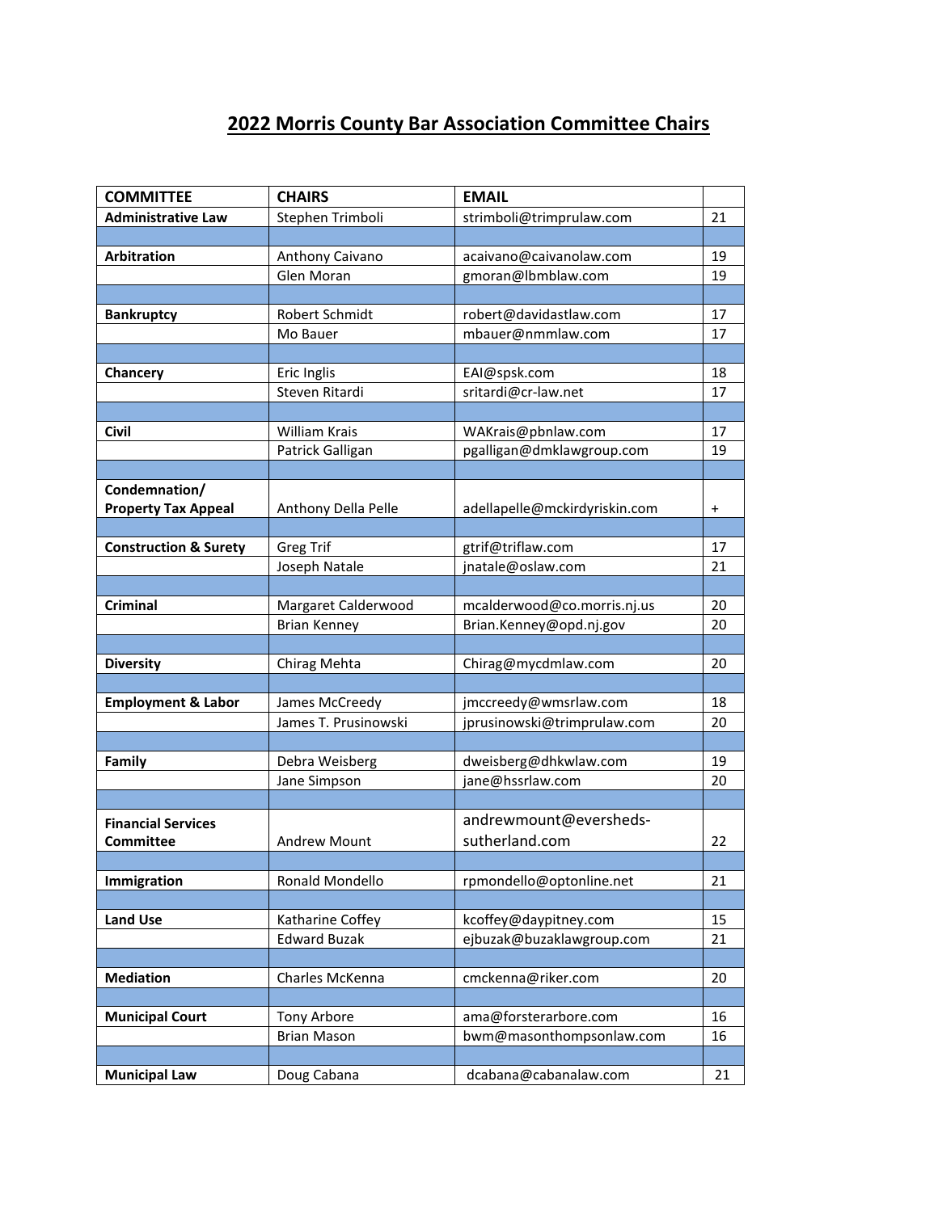# 2022 Morris County Bar Association Committee Chairs

| COMMITTEE | CHAIRS | EMAIL | |
|---|---|---|---|
| **Administrative Law** | Stephen Trimboli | strimboli@trimprulaw.com | 21 |
| | | | |
| **Arbitration** | Anthony Caivano | acaivano@caivanolaw.com | 19 |
| | Glen Moran | gmoran@lbmblaw.com | 19 |
| | | | |
| **Bankruptcy** | Robert Schmidt | robert@davidastlaw.com | 17 |
| | Mo Bauer | mbauer@nmmlaw.com | 17 |
| | | | |
| **Chancery** | Eric Inglis | EAI@spsk.com | 18 |
| | Steven Ritardi | sritardi@cr-law.net | 17 |
| | | | |
| **Civil** | William Krais | WAKrais@pbnlaw.com | 17 |
| | Patrick Galligan | pgalligan@dmklawgroup.com | 19 |
| | | | |
| **Condemnation/ Property Tax Appeal** | Anthony Della Pelle | adellapelle@mckirdyriskin.com | + |
| | | | |
| **Construction & Surety** | Greg Trif | gtrif@triflaw.com | 17 |
| | Joseph Natale | jnatale@oslaw.com | 21 |
| | | | |
| **Criminal** | Margaret Calderwood | mcalderwood@co.morris.nj.us | 20 |
| | Brian Kenney | Brian.Kenney@opd.nj.gov | 20 |
| | | | |
| **Diversity** | Chirag Mehta | Chirag@mycdmlaw.com | 20 |
| | | | |
| **Employment & Labor** | James McCreedy | jmccreedy@wmsrlaw.com | 18 |
| | James T. Prusinowski | jprusinowski@trimprulaw.com | 20 |
| | | | |
| **Family** | Debra Weisberg | dweisberg@dhkwlaw.com | 19 |
| | Jane Simpson | jane@hssrlaw.com | 20 |
| | | | |
| **Financial Services Committee** | Andrew Mount | andrewmount@eversheds-sutherland.com | 22 |
| | | | |
| **Immigration** | Ronald Mondello | rpmondello@optonline.net | 21 |
| | | | |
| **Land Use** | Katharine Coffey | kcoffey@daypitney.com | 15 |
| | Edward Buzak | ejbuzak@buzaklawgroup.com | 21 |
| | | | |
| **Mediation** | Charles McKenna | cmckenna@riker.com | 20 |
| | | | |
| **Municipal Court** | Tony Arbore | ama@forsterarbore.com | 16 |
| | Brian Mason | bwm@masonthompsonlaw.com | 16 |
| | | | |
| **Municipal Law** | Doug Cabana | dcabana@cabanalaw.com | 21 |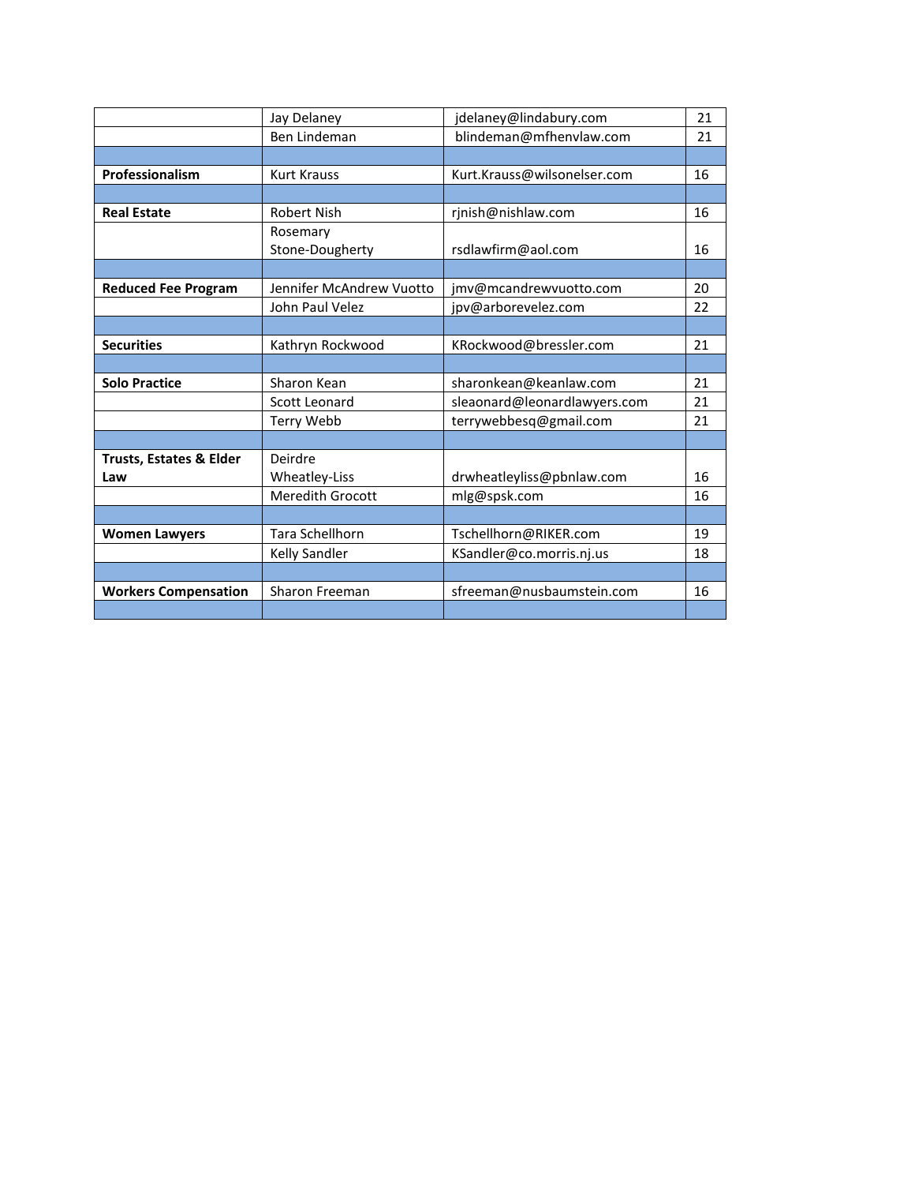| | | | |
|---|---|---|---|
| | Jay Delaney | jdelaney@lindabury.com | 21 |
| | Ben Lindeman | blindeman@mfhenvlaw.com | 21 |
| | | | |
| **Professionalism** | Kurt Krauss | Kurt.Krauss@wilsonelser.com | 16 |
| | | | |
| **Real Estate** | Robert Nish | rjnish@nishlaw.com | 16 |
| | Rosemary Stone-Dougherty | rsdlawfirm@aol.com | 16 |
| | | | |
| **Reduced Fee Program** | Jennifer McAndrew Vuotto | jmv@mcandrewvuotto.com | 20 |
| | John Paul Velez | jpv@arborevelez.com | 22 |
| | | | |
| **Securities** | Kathryn Rockwood | KRockwood@bressler.com | 21 |
| | | | |
| **Solo Practice** | Sharon Kean | sharonkean@keanlaw.com | 21 |
| | Scott Leonard | sleaonard@leonardlawyers.com | 21 |
| | Terry Webb | terrywebbesq@gmail.com | 21 |
| | | | |
| **Trusts, Estates & Elder Law** | Deirdre Wheatley-Liss | drwheatleyliss@pbnlaw.com | 16 |
| | Meredith Grocott | mlg@spsk.com | 16 |
| | | | |
| **Women Lawyers** | Tara Schellhorn | Tschellhorn@RIKER.com | 19 |
| | Kelly Sandler | KSandler@co.morris.nj.us | 18 |
| | | | |
| **Workers Compensation** | Sharon Freeman | sfreeman@nusbaumstein.com | 16 |
| | | | |